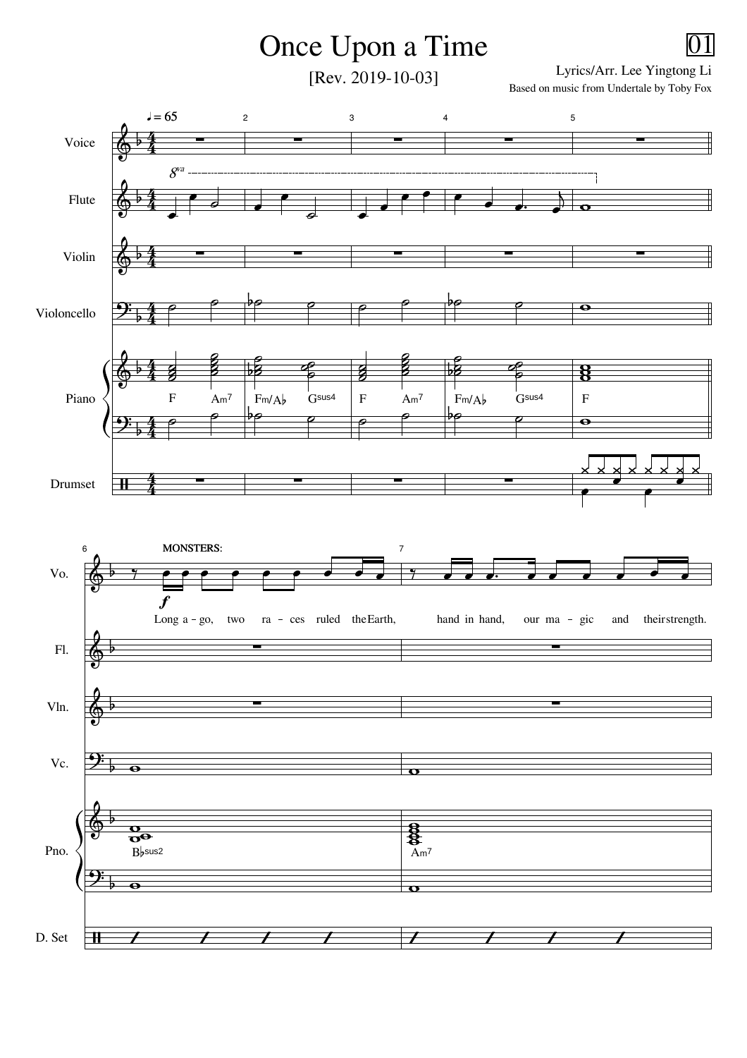# Once Upon a Time

01

[Rev. 2019-10-03]

Lyrics/Arr. Lee Yingtong Li

Based on music from Undertale by Toby Fox

♩ = 65

Voice, Flute, Violin, Violoncello, Piano, Drumset

F  Am7  Fm/A♭  Gsus4  F  Am7  Fm/A♭  Gsus4  F

MONSTERS:

*f*

Long a - go, two ra - ces ruled the Earth, hand in hand, our ma - gic and their strength.

B♭sus2  Am7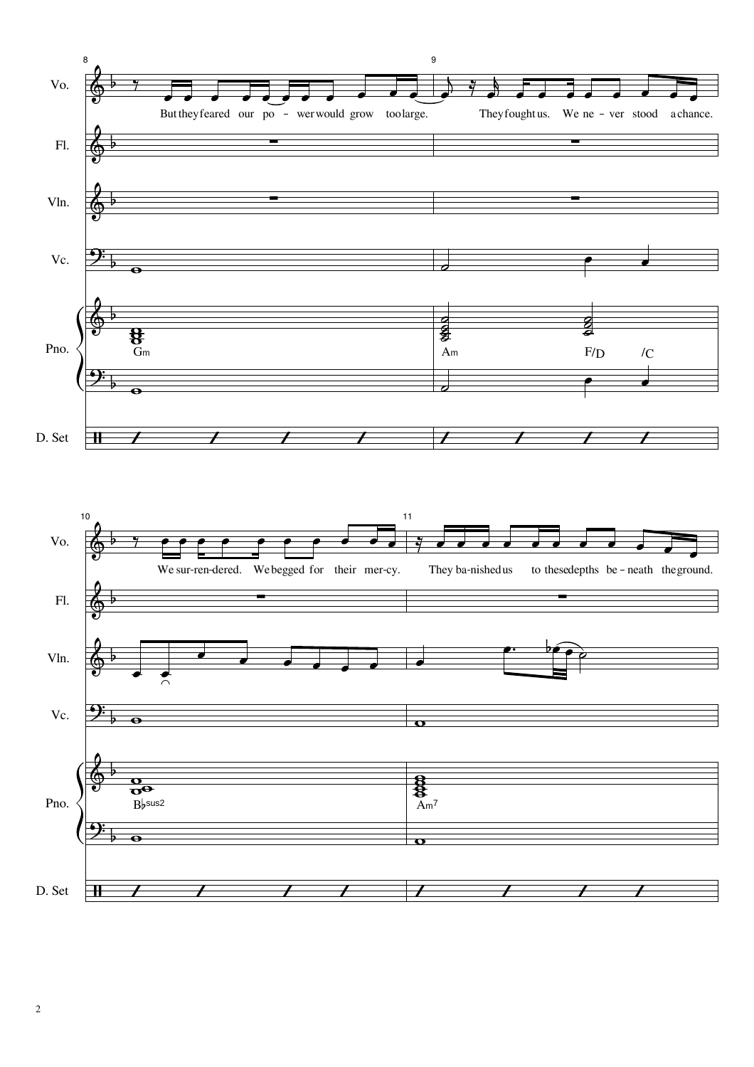8

Vo.: But they feared our po – wer would grow too large.

9

They fought us. We ne – ver stood a chance.

Fl.

Vln.

Vc.

Pno.: Gm | Am | F/D | /C

D. Set

10

Vo.: We sur-ren-dered. We begged for their mer-cy.

11

They ba-nished us to these depths be – neath the ground.

Fl.

Vln.

Vc.

Pno.: B♭sus2 | Am7

D. Set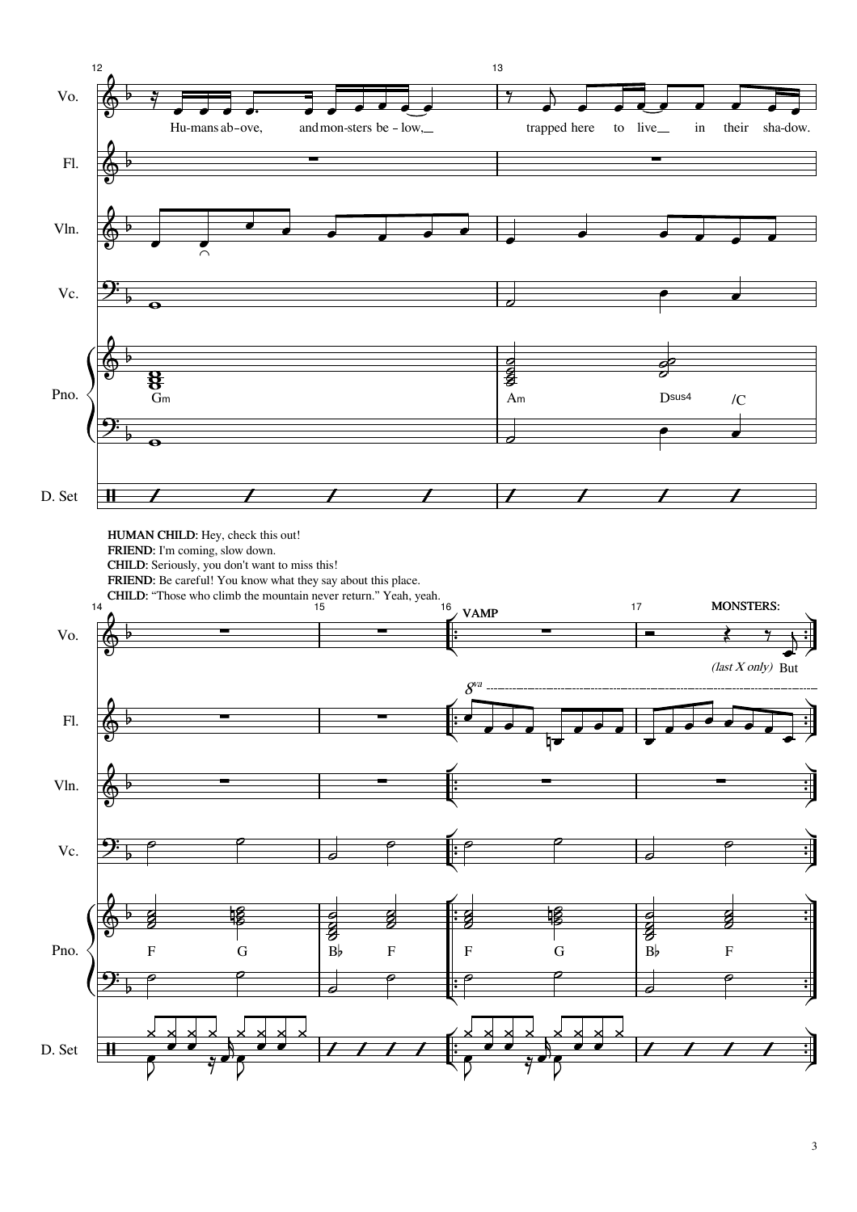**HUMAN CHILD**: Hey, check this out!
**FRIEND**: I'm coming, slow down.
**CHILD**: Seriously, you don't want to miss this!
**FRIEND**: Be careful! You know what they say about this place.
**CHILD**: "Those who climb the mountain never return." Yeah, yeah.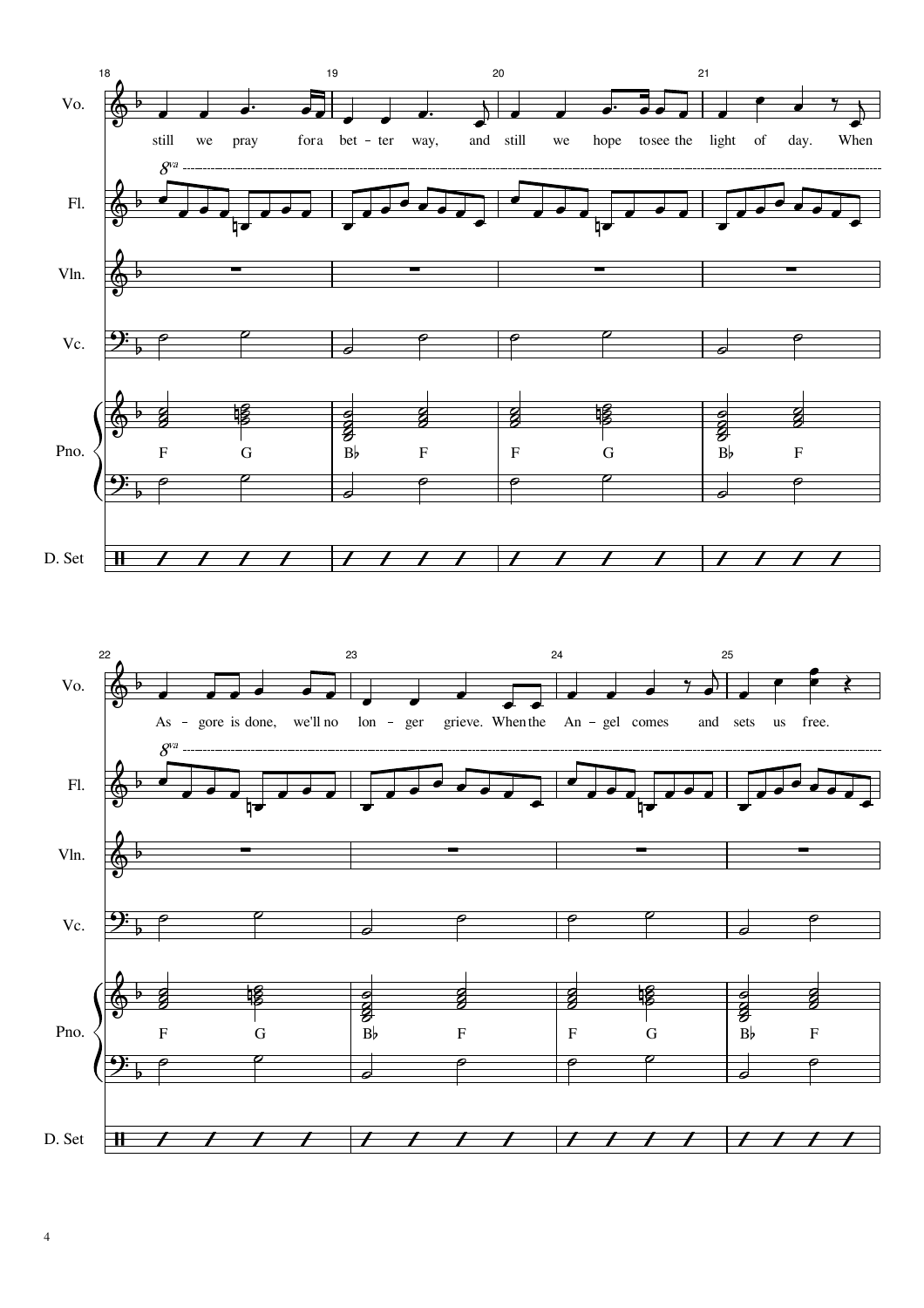18 19 20 21

Vo.: still we pray for a bet - ter way, and still we hope to see the light of day. When

Fl. *8va*

Vln.

Vc.

Pno.: F G | B♭ F | F G | B♭ F

D. Set

22 23 24 25

Vo.: As - gore is done, we'll no lon - ger grieve. When the An - gel comes and sets us free.

Fl. *8va*

Vln.

Vc.

Pno.: F G | B♭ F | F G | B♭ F

D. Set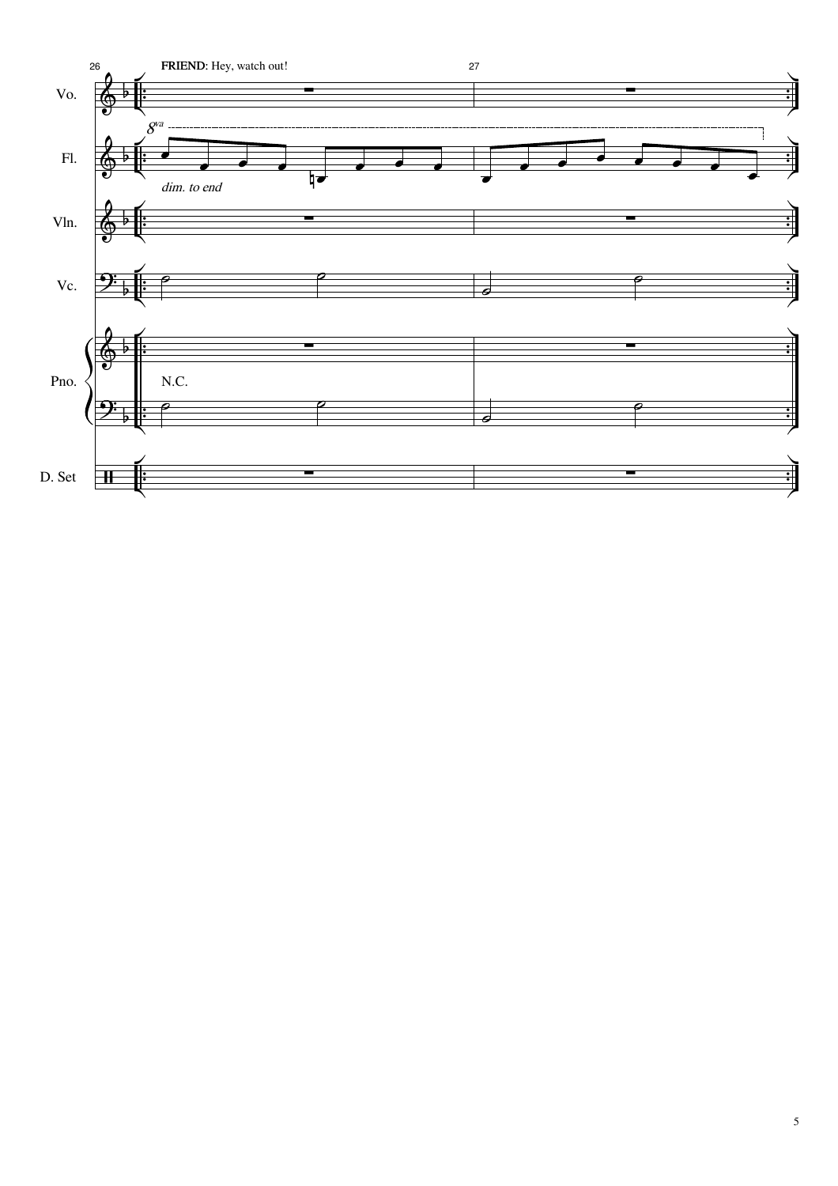FRIEND: Hey, watch out!

*dim. to end*

N.C.